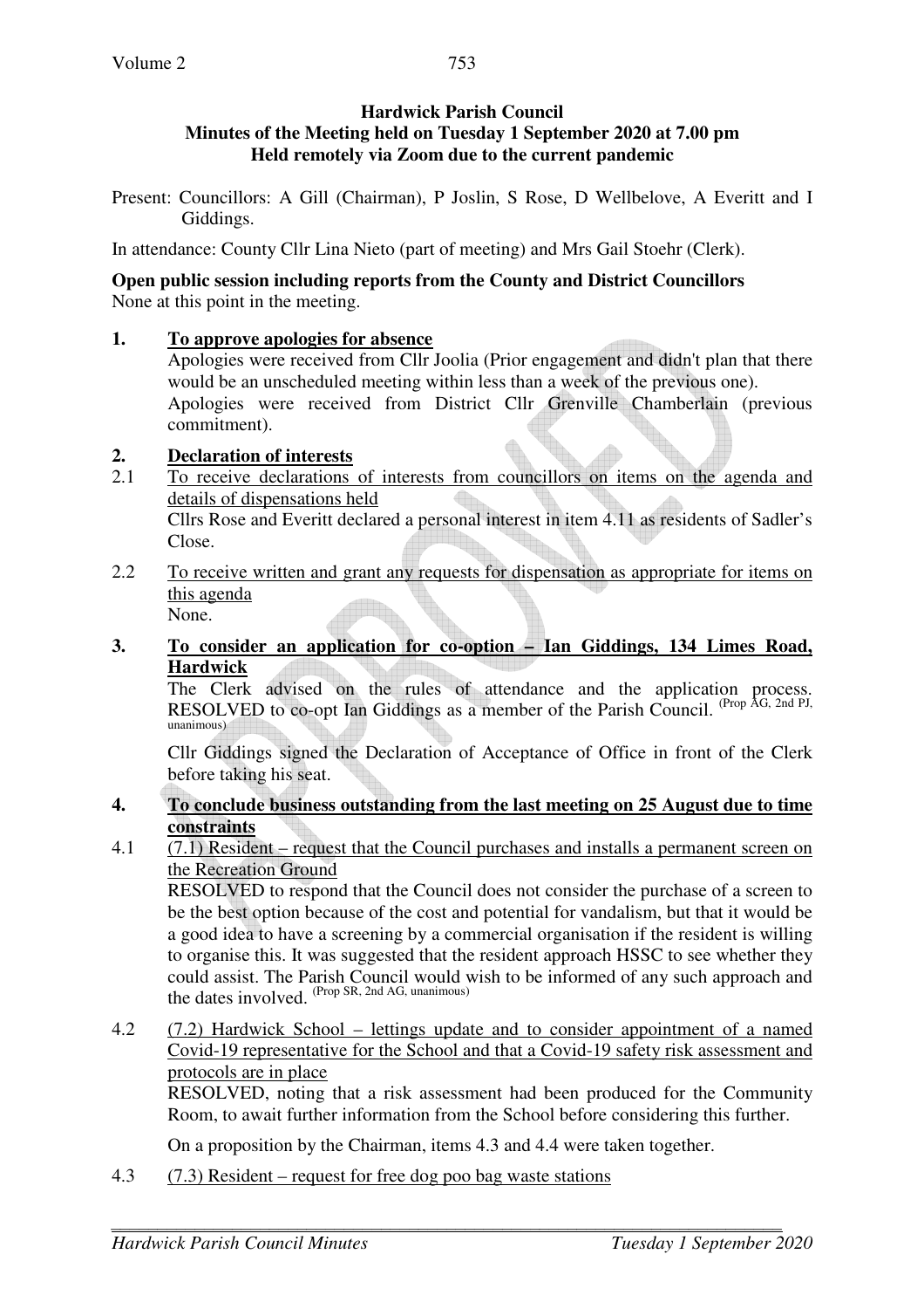**Hardwick Parish Council**
**Minutes of the Meeting held on Tuesday 1 September 2020 at 7.00 pm**
**Held remotely via Zoom due to the current pandemic**

Present: Councillors: A Gill (Chairman), P Joslin, S Rose, D Wellbelove, A Everitt and I Giddings.

In attendance: County Cllr Lina Nieto (part of meeting) and Mrs Gail Stoehr (Clerk).

**Open public session including reports from the County and District Councillors**
None at this point in the meeting.

**1. To approve apologies for absence**

Apologies were received from Cllr Joolia (Prior engagement and didn't plan that there would be an unscheduled meeting within less than a week of the previous one).
Apologies were received from District Cllr Grenville Chamberlain (previous commitment).

**2. Declaration of interests**

2.1 To receive declarations of interests from councillors on items on the agenda and details of dispensations held

Cllrs Rose and Everitt declared a personal interest in item 4.11 as residents of Sadler's Close.

2.2 To receive written and grant any requests for dispensation as appropriate for items on this agenda

None.

**3. To consider an application for co-option – Ian Giddings, 134 Limes Road, Hardwick**

The Clerk advised on the rules of attendance and the application process. RESOLVED to co-opt Ian Giddings as a member of the Parish Council. (Prop AG, 2nd PJ, unanimous)

Cllr Giddings signed the Declaration of Acceptance of Office in front of the Clerk before taking his seat.

**4. To conclude business outstanding from the last meeting on 25 August due to time constraints**

4.1 (7.1) Resident – request that the Council purchases and installs a permanent screen on the Recreation Ground

RESOLVED to respond that the Council does not consider the purchase of a screen to be the best option because of the cost and potential for vandalism, but that it would be a good idea to have a screening by a commercial organisation if the resident is willing to organise this. It was suggested that the resident approach HSSC to see whether they could assist. The Parish Council would wish to be informed of any such approach and the dates involved. (Prop SR, 2nd AG, unanimous)

4.2 (7.2) Hardwick School – lettings update and to consider appointment of a named Covid-19 representative for the School and that a Covid-19 safety risk assessment and protocols are in place

RESOLVED, noting that a risk assessment had been produced for the Community Room, to await further information from the School before considering this further.

On a proposition by the Chairman, items 4.3 and 4.4 were taken together.

4.3 (7.3) Resident – request for free dog poo bag waste stations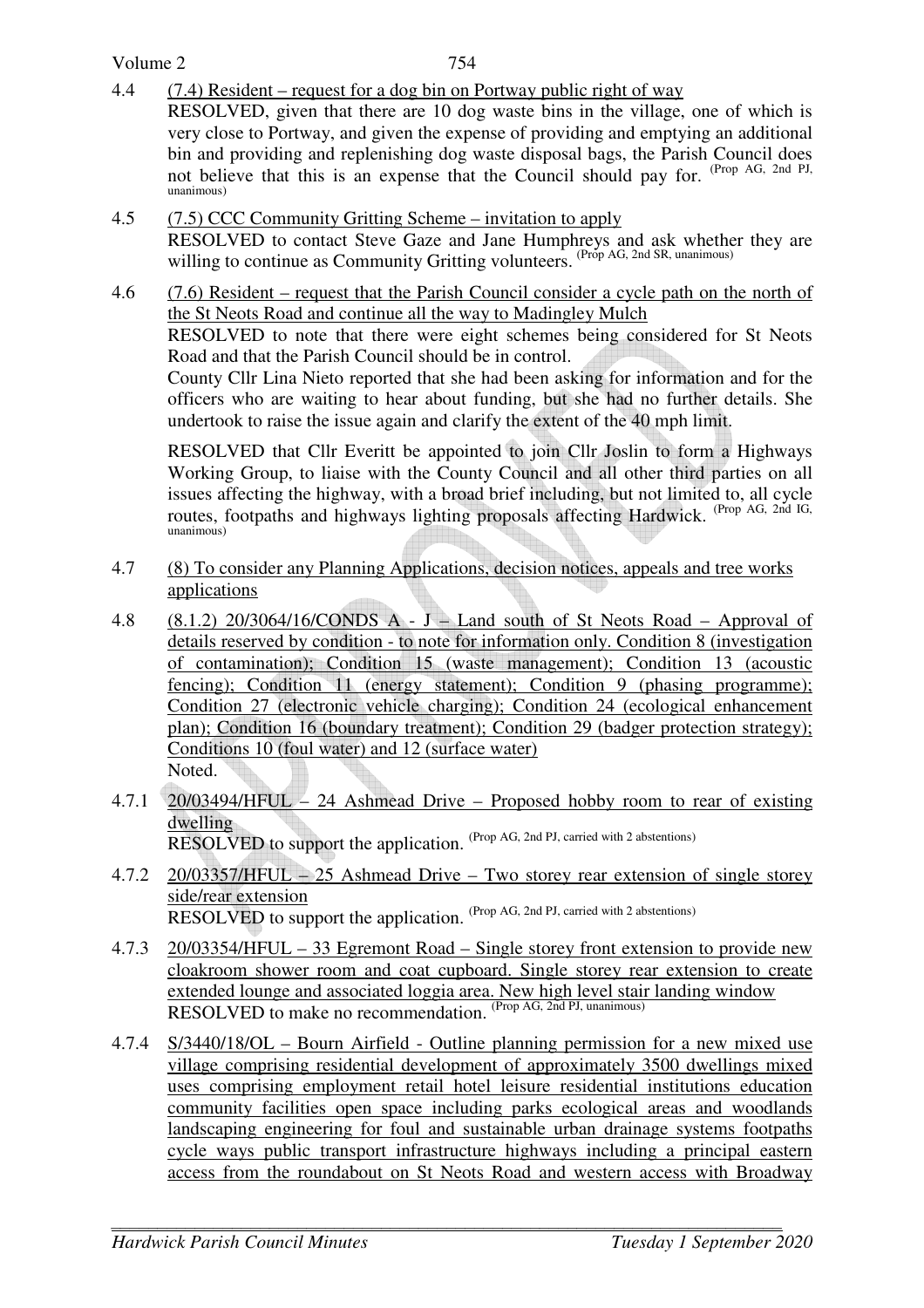4.4 (7.4) Resident – request for a dog bin on Portway public right of way
RESOLVED, given that there are 10 dog waste bins in the village, one of which is very close to Portway, and given the expense of providing and emptying an additional bin and providing and replenishing dog waste disposal bags, the Parish Council does not believe that this is an expense that the Council should pay for. (Prop AG, 2nd PJ, unanimous)

4.5 (7.5) CCC Community Gritting Scheme – invitation to apply
RESOLVED to contact Steve Gaze and Jane Humphreys and ask whether they are willing to continue as Community Gritting volunteers. (Prop AG, 2nd SR, unanimous)

4.6 (7.6) Resident – request that the Parish Council consider a cycle path on the north of the St Neots Road and continue all the way to Madingley Mulch
RESOLVED to note that there were eight schemes being considered for St Neots Road and that the Parish Council should be in control.
County Cllr Lina Nieto reported that she had been asking for information and for the officers who are waiting to hear about funding, but she had no further details. She undertook to raise the issue again and clarify the extent of the 40 mph limit.

RESOLVED that Cllr Everitt be appointed to join Cllr Joslin to form a Highways Working Group, to liaise with the County Council and all other third parties on all issues affecting the highway, with a broad brief including, but not limited to, all cycle routes, footpaths and highways lighting proposals affecting Hardwick. (Prop AG, 2nd IG, unanimous)

4.7 (8) To consider any Planning Applications, decision notices, appeals and tree works applications

4.8 (8.1.2) 20/3064/16/CONDS A - J – Land south of St Neots Road – Approval of details reserved by condition - to note for information only. Condition 8 (investigation of contamination); Condition 15 (waste management); Condition 13 (acoustic fencing); Condition 11 (energy statement); Condition 9 (phasing programme); Condition 27 (electronic vehicle charging); Condition 24 (ecological enhancement plan); Condition 16 (boundary treatment); Condition 29 (badger protection strategy); Conditions 10 (foul water) and 12 (surface water)
Noted.

4.7.1 20/03494/HFUL – 24 Ashmead Drive – Proposed hobby room to rear of existing dwelling
RESOLVED to support the application. (Prop AG, 2nd PJ, carried with 2 abstentions)

4.7.2 20/03357/HFUL – 25 Ashmead Drive – Two storey rear extension of single storey side/rear extension
RESOLVED to support the application. (Prop AG, 2nd PJ, carried with 2 abstentions)

4.7.3 20/03354/HFUL – 33 Egremont Road – Single storey front extension to provide new cloakroom shower room and coat cupboard. Single storey rear extension to create extended lounge and associated loggia area. New high level stair landing window
RESOLVED to make no recommendation. (Prop AG, 2nd PJ, unanimous)

4.7.4 S/3440/18/OL – Bourn Airfield - Outline planning permission for a new mixed use village comprising residential development of approximately 3500 dwellings mixed uses comprising employment retail hotel leisure residential institutions education community facilities open space including parks ecological areas and woodlands landscaping engineering for foul and sustainable urban drainage systems footpaths cycle ways public transport infrastructure highways including a principal eastern access from the roundabout on St Neots Road and western access with Broadway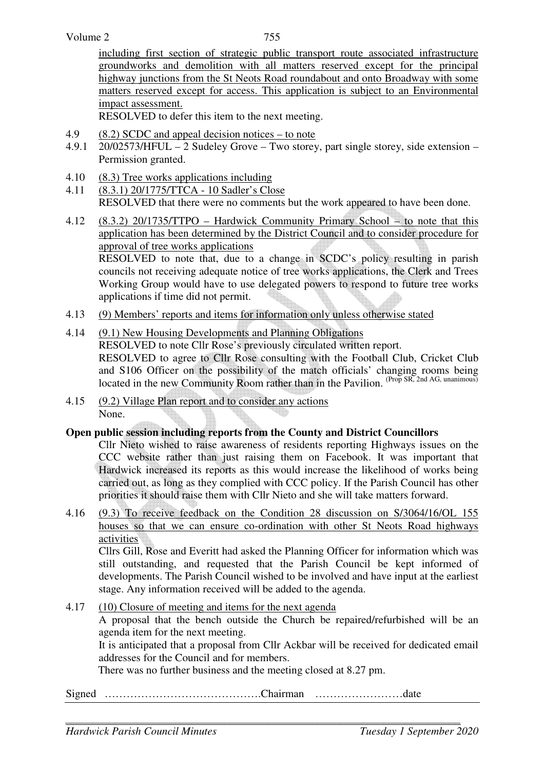including first section of strategic public transport route associated infrastructure groundworks and demolition with all matters reserved except for the principal highway junctions from the St Neots Road roundabout and onto Broadway with some matters reserved except for access. This application is subject to an Environmental impact assessment.

RESOLVED to defer this item to the next meeting.

4.9 (8.2) SCDC and appeal decision notices – to note

4.9.1 20/02573/HFUL – 2 Sudeley Grove – Two storey, part single storey, side extension – Permission granted.

4.10 (8.3) Tree works applications including

4.11 (8.3.1) 20/1775/TTCA - 10 Sadler's Close

RESOLVED that there were no comments but the work appeared to have been done.

4.12 (8.3.2) 20/1735/TTPO – Hardwick Community Primary School – to note that this application has been determined by the District Council and to consider procedure for approval of tree works applications

RESOLVED to note that, due to a change in SCDC's policy resulting in parish councils not receiving adequate notice of tree works applications, the Clerk and Trees Working Group would have to use delegated powers to respond to future tree works applications if time did not permit.

4.13 (9) Members' reports and items for information only unless otherwise stated

4.14 (9.1) New Housing Developments and Planning Obligations

RESOLVED to note Cllr Rose's previously circulated written report.

RESOLVED to agree to Cllr Rose consulting with the Football Club, Cricket Club and S106 Officer on the possibility of the match officials' changing rooms being located in the new Community Room rather than in the Pavilion. (Prop SR, 2nd AG, unanimous)

4.15 (9.2) Village Plan report and to consider any actions

None.

**Open public session including reports from the County and District Councillors**

Cllr Nieto wished to raise awareness of residents reporting Highways issues on the CCC website rather than just raising them on Facebook. It was important that Hardwick increased its reports as this would increase the likelihood of works being carried out, as long as they complied with CCC policy. If the Parish Council has other priorities it should raise them with Cllr Nieto and she will take matters forward.

4.16 (9.3) To receive feedback on the Condition 28 discussion on S/3064/16/OL 155 houses so that we can ensure co-ordination with other St Neots Road highways activities

Cllrs Gill, Rose and Everitt had asked the Planning Officer for information which was still outstanding, and requested that the Parish Council be kept informed of developments. The Parish Council wished to be involved and have input at the earliest stage. Any information received will be added to the agenda.

4.17 (10) Closure of meeting and items for the next agenda

A proposal that the bench outside the Church be repaired/refurbished will be an agenda item for the next meeting.

It is anticipated that a proposal from Cllr Ackbar will be received for dedicated email addresses for the Council and for members.

There was no further business and the meeting closed at 8.27 pm.

Signed …………………………………….Chairman ……………………date